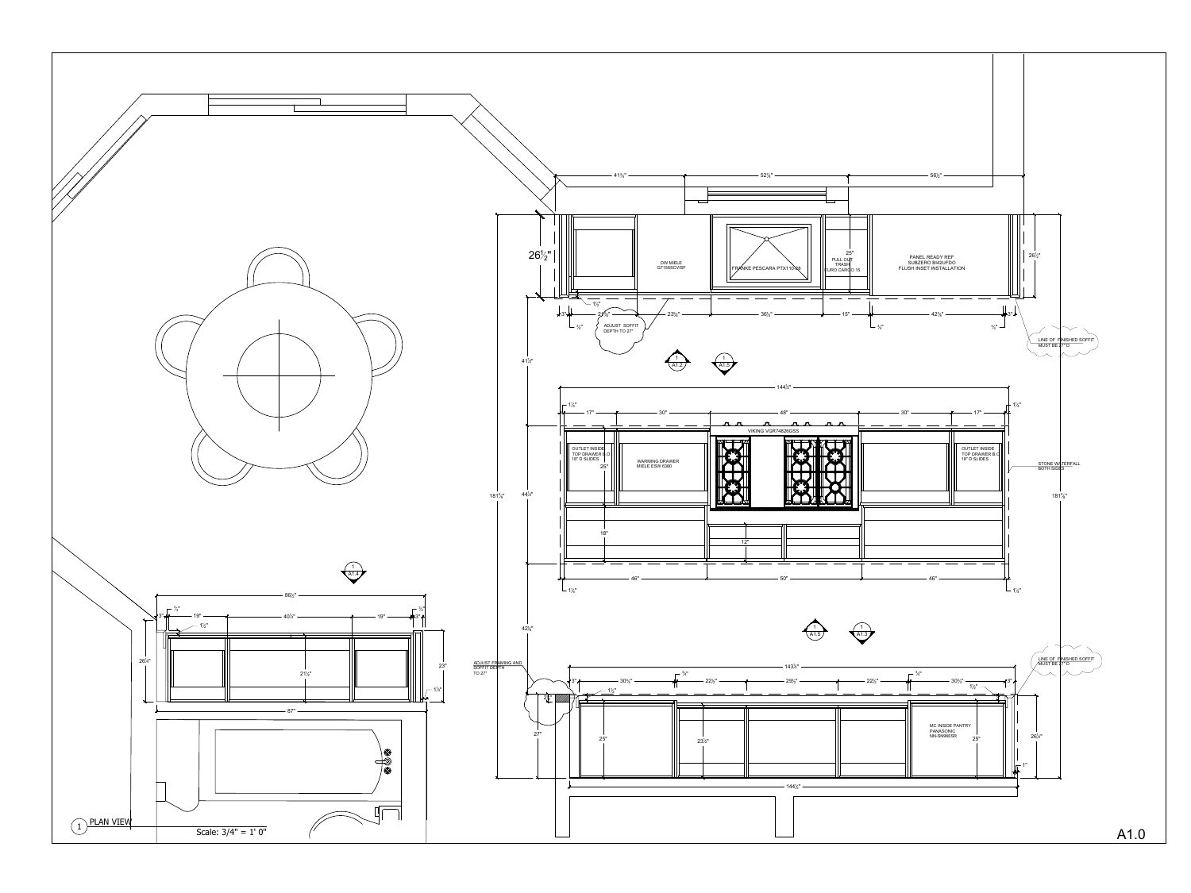41¾" 52¾" 56½"

26½"

DW MIELE
G7156SCVISF

FRANKE PESCARA PTX110-28

25"
PULL OUT
TRASH
EURO CARGO 15

PANEL READY REF
SUBZERO BI42UFDO
FLUSH INSET INSTALLATION

26½"

1½"

3" 23⅝" 23⅝" 36¼" 15" 42⅝" 3"

¾" ADJUST SOFFIT DEPTH TO 27" ¾" ¾"

LINE OF FINISHED SOFFIT MUST BE 27" D

41½"

1 A1.2 1 A1.5

144½"

1¼" 1¼"

17" 30" 48" 30" 17"

VIKING VGR74826GSS

OUTLET INSIDE TOP DRAWER B.O. 18" D SLIDES

25"

WARMING DRAWER MIELE ESW 6380

OUTLET INSIDE TOP DRAWER B.O. 18" D SLIDES

STONE WATERFALL BOTH SIDES

181⅞" 44½" 181⅞"

18"

12"

46" 50" 46"

1¼" 1¼"

1 A1.4

86½"

¾" 3" 19" 40¼" 19" 3" ¾"

1½"

26¾" 21½" 23"

1¼"

87"

42⅝"

1 A1.5 1 A1.3

ADJUST FRAMING AND SOFFIT DEPTH TO 27"

LINE OF FINISHED SOFFIT MUST BE 27" D

143½"

3" 30⅝" 22½" 29½" 22½" 30¾" 3"

⅝" ⅝"

1½" 1½"

27"

25" 23½"

MC INSIDE PANTRY PANASONIC NN-SN966SR

25" 26½"

1"

144½"

1 PLAN VIEW

Scale: 3/4" = 1' 0"

A1.0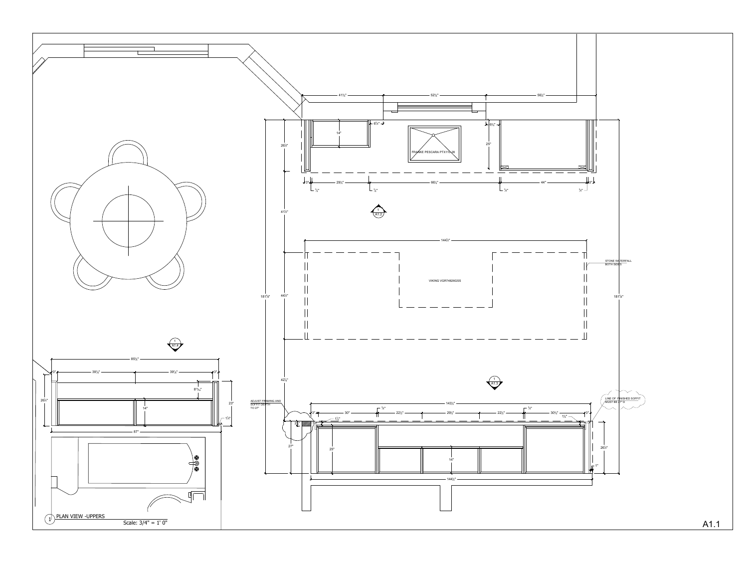41½" 52¾" 56½"

6¾" 6½"

14"

26½"

FRANKE PESCARA PTX110-28

25"

3" 29½" 66¾" 44" 3"

¾" ¾" ¾" ¾"

41½"

1
A1.2

144½"

STONE WATERFALL BOTH SIDES

181⅞"

44½"

VIKING VGR74826GSS

181⅞"

1
A1.4

85¾"

3" 39⅞" 39⅞" 3"

8¹⁵⁄₁₆"

26¾"

14"

23"

1¼"

87"

42¾"

1
A1.3

143½"

ADJUST FRAMING AND SOFFIT DEPTH TO 27"

LINE OF FINISHED SOFFIT MUST BE 27" D

3" 30" ¾" 22½" 29½" 22½" ¾" 30¾" 3"

1½" 1½"

2"

27"

25"

14"

26½"

1"

144½"

1 PLAN VIEW -UPPERS

Scale: 3/4" = 1' 0"

A1.1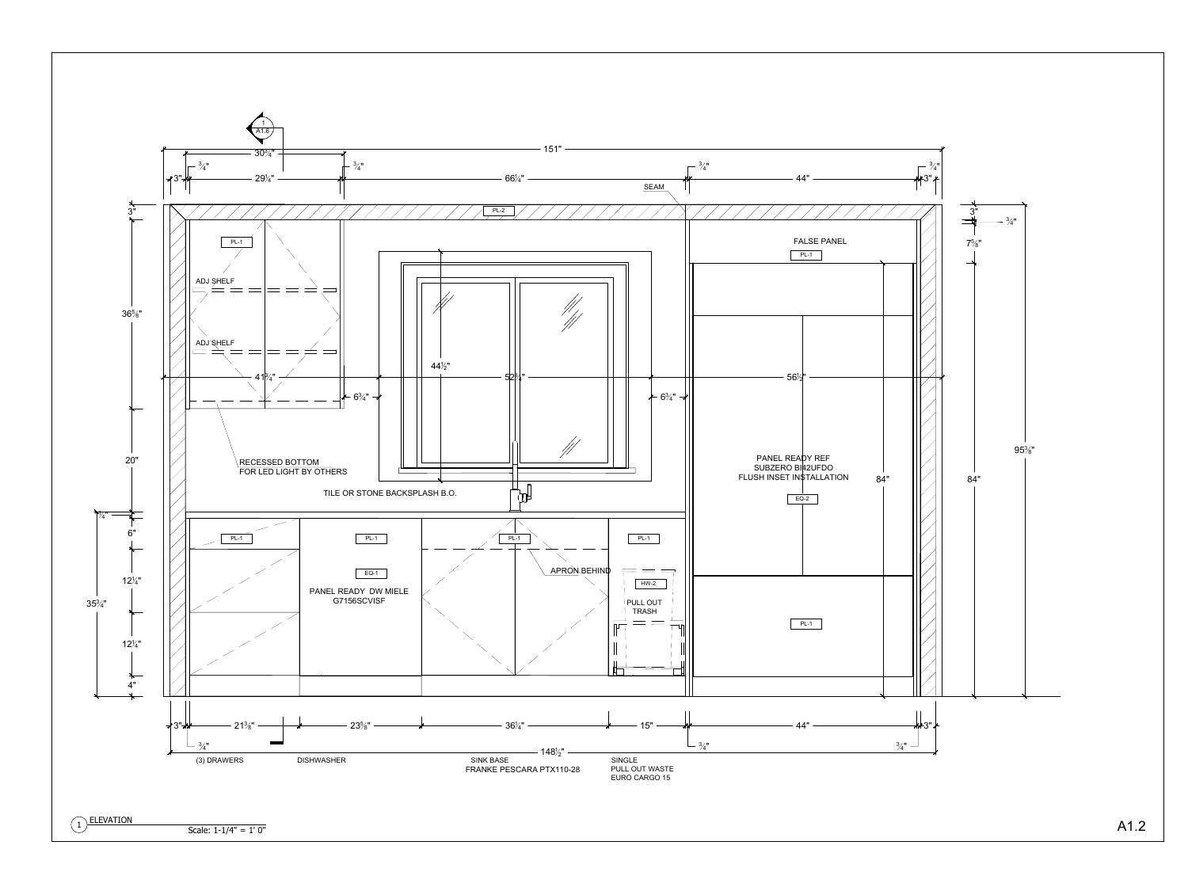1
A1.6

151"

30¾"

3" ¾" 29¼" ¾" 66¼" ¾" 44" ¾" 3"

SEAM

PL-2

3"

¾"

PL-1

FALSE PANEL

PL-1

7⅝"

ADJ SHELF

36⅝"

ADJ SHELF

44½"

41¾" 6¾" 52¾" 6¾" 56½"

20"

RECESSED BOTTOM
FOR LED LIGHT BY OTHERS

PANEL READY REF
SUBZERO BI42UFDO
FLUSH INSET INSTALLATION

84"

84"

95⅜"

TILE OR STONE BACKSPLASH B.O.

EQ-2

¼"

6"

PL-1

PL-1

PL-1

PL-1

APRON BEHIND

12¼"

EQ-1

HW-2

35¾"

PANEL READY DW MIELE
G7156SCVISF

PULL OUT
TRASH

PL-1

12¼"

4"

3" 21⅜" 23⅝" 36¼" 15" 44" 3"

¾" 148½" ¾" ¾"

(3) DRAWERS

DISHWASHER

SINK BASE
FRANKE PESCARA PTX110-28

SINGLE
PULL OUT WASTE
EURO CARGO 15

1 ELEVATION
Scale: 1-1/4" = 1' 0"

A1.2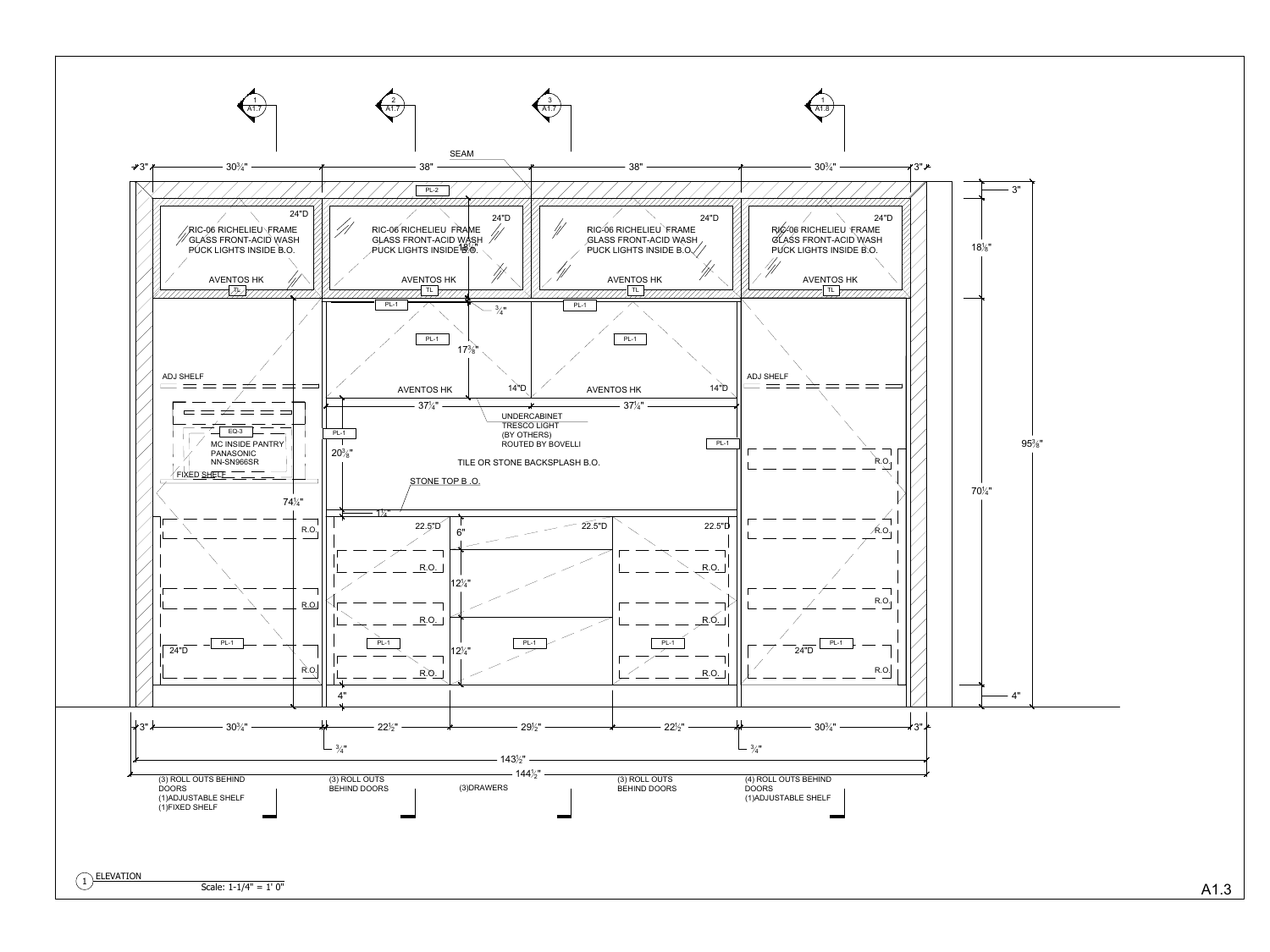1 A1.7 — 2 A1.7 — 3 A1.7 — 1 A1.8

SEAM

3" | 30¾" | 38" | 38" | 30¾" | 3"

PL-2

RIC-06 RICHELIEU FRAME
GLASS FRONT-ACID WASH
PUCK LIGHTS INSIDE B.O.
24"D
AVENTOS HK
TL

RIC-06 RICHELIEU FRAME
GLASS FRONT-ACID WASH
PUCK LIGHTS INSIDE B.O.
24"D
AVENTOS HK
TL

RIC-06 RICHELIEU FRAME
GLASS FRONT-ACID WASH
PUCK LIGHTS INSIDE B.O.
24"D
AVENTOS HK
TL

RIC-06 RICHELIEU FRAME
GLASS FRONT-ACID WASH
PUCK LIGHTS INSIDE B.O.
24"D
AVENTOS HK
TL

18⅛"

¾"

PL-1

17⅜"

ADJ SHELF

AVENTOS HK 14"D

AVENTOS HK 14"D

ADJ SHELF

37¼" | 37¼"

UNDERCABINET
TRESCO LIGHT
(BY OTHERS)
ROUTED BY BOVELLI

EQ-3

MC INSIDE PANTRY
PANASONIC
NN-SN966SR

FIXED SHELF

20⅝"

TILE OR STONE BACKSPLASH B.O.

STONE TOP B .O.

74¼"

1½"

R.O.

22.5"D | 22.5"D | 22.5"D

6"

12¼"

12¼"

24"D

24"D

4"

3" | 30¾" | 22½" | 29½" | 22½" | 30¾" | 3"

¾" | ¾"

143½"

144½"

3" | 18⅛" | 70¼" | 4" | 95⅝"

(3) ROLL OUTS BEHIND DOORS
(1)ADJUSTABLE SHELF
(1)FIXED SHELF

(3) ROLL OUTS BEHIND DOORS

(3)DRAWERS

(3) ROLL OUTS BEHIND DOORS

(4) ROLL OUTS BEHIND DOORS
(1)ADJUSTABLE SHELF

1 ELEVATION

Scale: 1-1/4" = 1' 0"

A1.3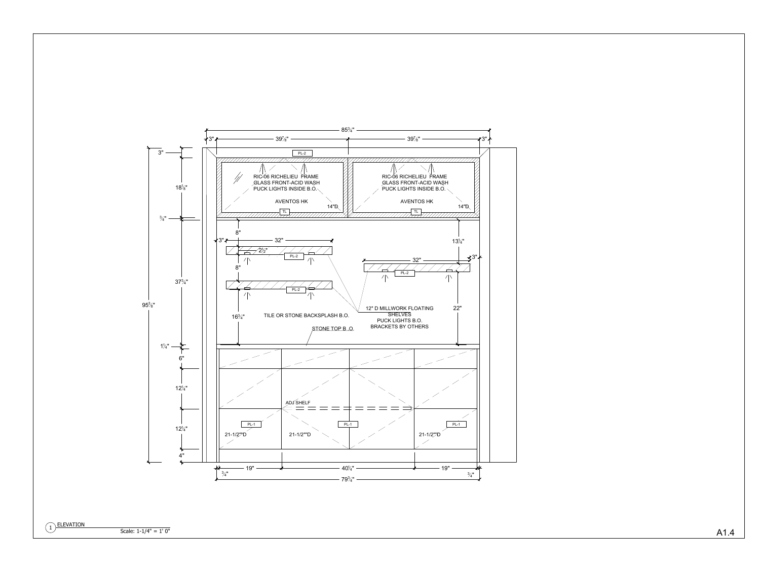85¾"

3" | 39⅞" | 39⅞" | 3"

PL-2

RIC-06 RICHELIEU FRAME
GLASS FRONT-ACID WASH
PUCK LIGHTS INSIDE B.O.

AVENTOS HK

14"D

TL

RIC-06 RICHELIEU FRAME
GLASS FRONT-ACID WASH
PUCK LIGHTS INSIDE B.O.

AVENTOS HK

14"D

TL

3"

18⅛"

¾"

37¾"

95⅜"

1¼"

6"

12¼"

12¼"

4"

8"

3"

32"

2½"

PL-2

8"

PL-2

16¾"

13¼"

3"

32"

PL-2

22"

12" D MILLWORK FLOATING SHELVES
PUCK LIGHTS B.O.
BRACKETS BY OTHERS

TILE OR STONE BACKSPLASH B.O.

STONE TOP B .O.

ADJ SHELF

PL-1

21-1/2""D

PL-1

21-1/2""D

PL-1

21-1/2""D

¾" | 19" | 40¼" | 19" | ¾"

79¾"

1 ELEVATION

Scale: 1-1/4" = 1' 0"

A1.4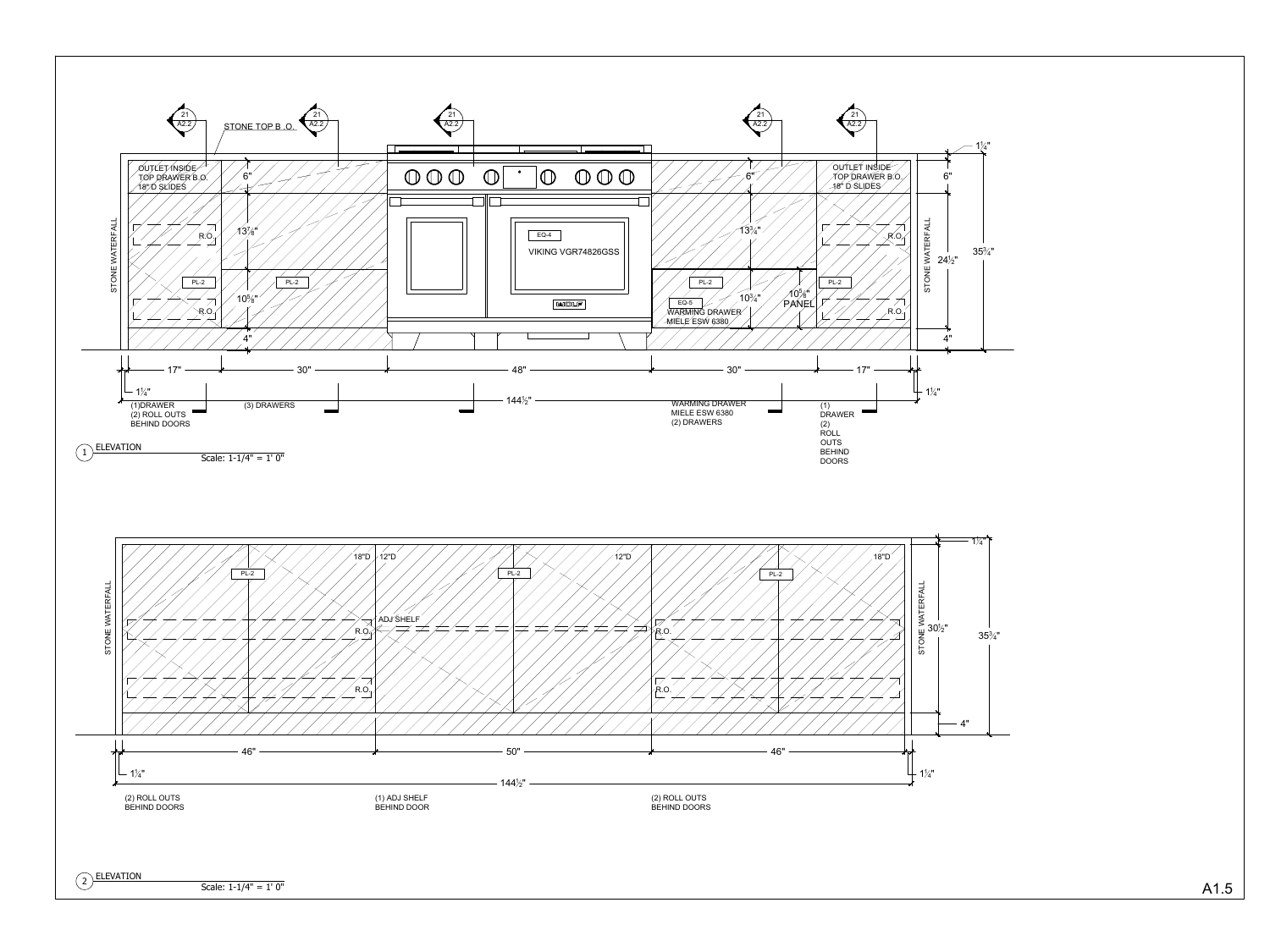## 1 ELEVATION

Scale: 1-1/4" = 1' 0"

STONE TOP B .O.

21 / A2.2 (section markers)

OUTLET INSIDE TOP DRAWER B.O. 18" D SLIDES

OUTLET INSIDE TOP DRAWER B.O. 18" D SLIDES

STONE WATERFALL

STONE WATERFALL

R.O.

R.O.

R.O.

R.O.

PL-2

PL-2

PL-2

PL-2

EQ-4

VIKING VGR74826GSS

EQ-5

WARMING DRAWER MIELE ESW 6380

PANEL

Dimensions: 6", $13\frac{7}{8}$", $10\frac{5}{8}$", 4", 6", $13\frac{3}{4}$", $10\frac{3}{4}$", $10\frac{5}{8}$", $1\frac{1}{4}$", 6", $24\frac{1}{2}$", $35\frac{3}{4}$", 4"

17" — 30" — 48" — 30" — 17"

$1\frac{1}{4}$" — $144\frac{1}{2}$" — $1\frac{1}{4}$"

- (1)DRAWER (2) ROLL OUTS BEHIND DOORS
- (3) DRAWERS
- WARMING DRAWER MIELE ESW 6380 (2) DRAWERS
- (1) DRAWER (2) ROLL OUTS BEHIND DOORS

## 2 ELEVATION

Scale: 1-1/4" = 1' 0"

STONE WATERFALL

STONE WATERFALL

18"D 12"D 12"D 18"D

PL-2

PL-2

PL-2

ADJ SHELF

R.O.

R.O.

R.O.

R.O.

Dimensions: $1\frac{1}{4}$", $30\frac{1}{2}$", $35\frac{3}{4}$", 4"

46" — 50" — 46"

$1\frac{1}{4}$" — $144\frac{1}{2}$" — $1\frac{1}{4}$"

- (2) ROLL OUTS BEHIND DOORS
- (1) ADJ SHELF BEHIND DOOR
- (2) ROLL OUTS BEHIND DOORS

A1.5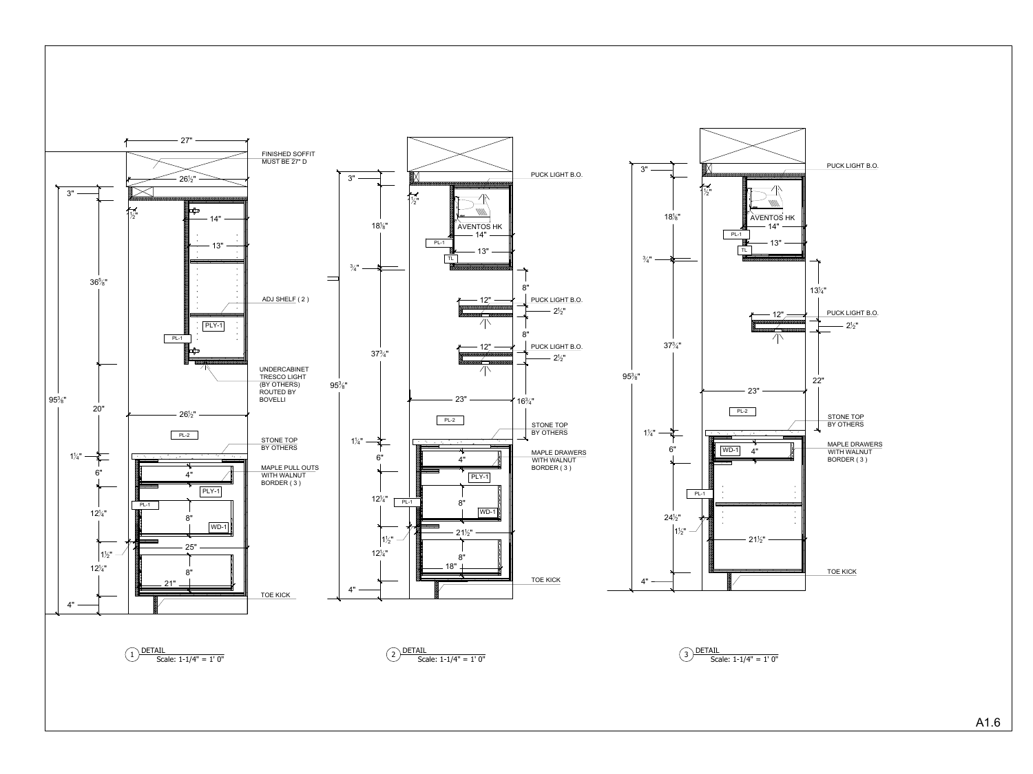## Detail 1

27"

FINISHED SOFFIT MUST BE 27" D

26½"

3"

½"

14"

13"

36⅝"

ADJ SHELF ( 2 )

PLY-1

PL-1

UNDERCABINET TRESCO LIGHT (BY OTHERS) ROUTED BY BOVELLI

95⅜"

20"

26½"

PL-2

STONE TOP BY OTHERS

1¼"

6"

4"

MAPLE PULL OUTS WITH WALNUT BORDER ( 3 )

PLY-1

PL-1

12¼"

8"

WD-1

1½"

25"

12¼"

8"

21"

TOE KICK

4"

1 DETAIL
Scale: 1-1/4" = 1' 0"

## Detail 2

3"

PUCK LIGHT B.O.

½"

18⅛"

AVENTOS HK

14"

PL-1

13"

TL

¾"

8"

12"

PUCK LIGHT B.O.

2½"

8"

37¾"

12"

PUCK LIGHT B.O.

2½"

95⅜"

23"

16¾"

PL-2

STONE TOP BY OTHERS

1¼"

6"

4"

MAPLE DRAWERS WITH WALNUT BORDER ( 3 )

PLY-1

12¼"

PL-1

8"

WD-1

1½"

21½"

12¼"

8"

18"

TOE KICK

4"

2 DETAIL
Scale: 1-1/4" = 1' 0"

## Detail 3

3"

PUCK LIGHT B.O.

½"

18⅛"

AVENTOS HK

14"

PL-1

13"

TL

¾"

13¼"

12"

PUCK LIGHT B.O.

2½"

37¾"

95⅜"

22"

23"

PL-2

STONE TOP BY OTHERS

1¼"

6"

WD-1

4"

MAPLE DRAWERS WITH WALNUT BORDER ( 3 )

PL-1

24½"

1½"

21½"

TOE KICK

4"

3 DETAIL
Scale: 1-1/4" = 1' 0"

A1.6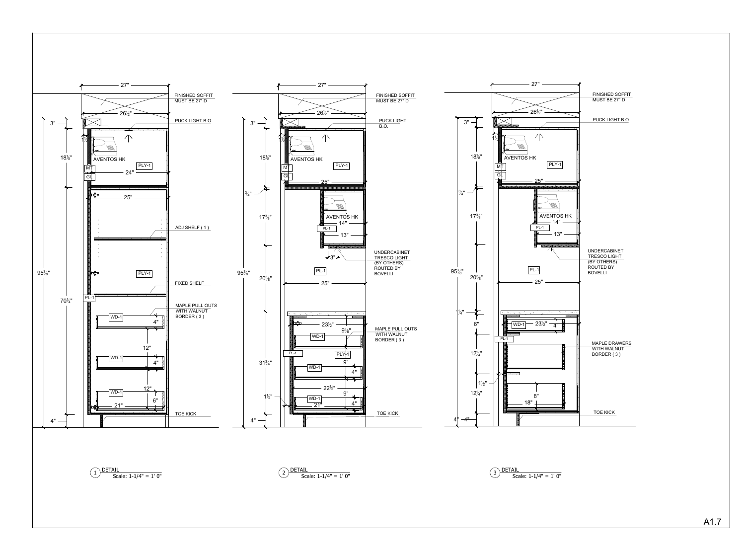## Detail 1

27"

26½"

FINISHED SOFFIT MUST BE 27" D

PUCK LIGHT B.O.

3"

1½"

18⅛"

AVENTOS HK

PLY-1

MT

GL

24"

25"

ADJ SHELF ( 1 )

95⅜"

PLY-1

FIXED SHELF

70¼"

PL-1

MAPLE PULL OUTS WITH WALNUT BORDER ( 3 )

WD-1

4"

12"

WD-1

4"

12"

WD-1

6"

21"

TOE KICK

4"

1 DETAIL
Scale: 1-1/4" = 1' 0"

## Detail 2

27"

26½"

FINISHED SOFFIT MUST BE 27" D

PUCK LIGHT B.O.

3"

1½"

18⅛"

AVENTOS HK

PLY-1

MT

GL

25"

¾"

17⅝"

AVENTOS HK

14"

PL-1

13"

3"

UNDERCABINET TRESCO LIGHT (BY OTHERS) ROUTED BY BOVELLI

95⅜"

PL-1

20⅜"

25"

23½"

9⅜"

MAPLE PULL OUTS WITH WALNUT BORDER ( 3 )

WD-1

PL-1

PLY-1

31¾"

9"

WD-1

4"

22½"

1½"

9"

WD-1

21"

4"

TOE KICK

4"

2 DETAIL
Scale: 1-1/4" = 1' 0"

## Detail 3

27"

26½"

FINISHED SOFFIT MUST BE 27" D

PUCK LIGHT B.O.

3"

1½"

18⅛"

AVENTOS HK

PLY-1

MT

GL

25"

¾"

17⅝"

AVENTOS HK

14"

PL-1

13"

UNDERCABINET TRESCO LIGHT (BY OTHERS) ROUTED BY BOVELLI

95⅜"

PL-1

20⅜"

25"

¼"

6"

WD-1

23½"

4"

PL-1

MAPLE DRAWERS WITH WALNUT BORDER ( 3 )

12¼"

1½"

12¼"

8"

18"

TOE KICK

4"

4"

3 DETAIL
Scale: 1-1/4" = 1' 0"

A1.7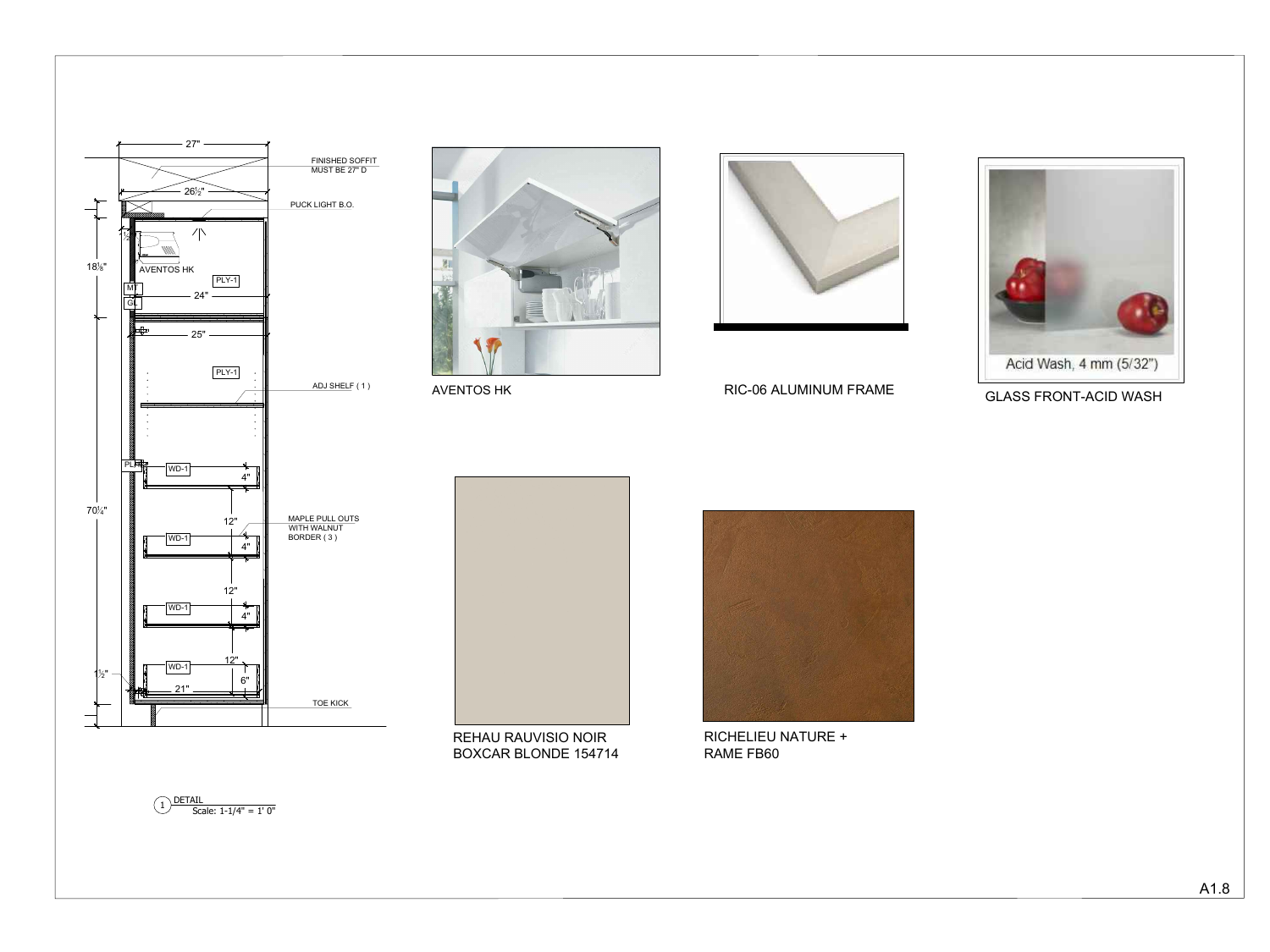27"

FINISHED SOFFIT MUST BE 27" D

26½"

PUCK LIGHT B.O.

18⅛"

AVENTOS HK

PLY-1

MT

GL

24"

25"

PLY-1

ADJ SHELF ( 1 )

PL

WD-1

4"

70¼"

12"

MAPLE PULL OUTS WITH WALNUT BORDER ( 3 )

WD-1

4"

12"

WD-1

4"

12"

1½"

WD-1

6"

21"

TOE KICK

1 DETAIL
Scale: 1-1/4" = 1' 0"

AVENTOS HK

RIC-06 ALUMINUM FRAME

Acid Wash, 4 mm (5/32")

GLASS FRONT-ACID WASH

REHAU RAUVISIO NOIR
BOXCAR BLONDE 154714

RICHELIEU NATURE +
RAME FB60

A1.8